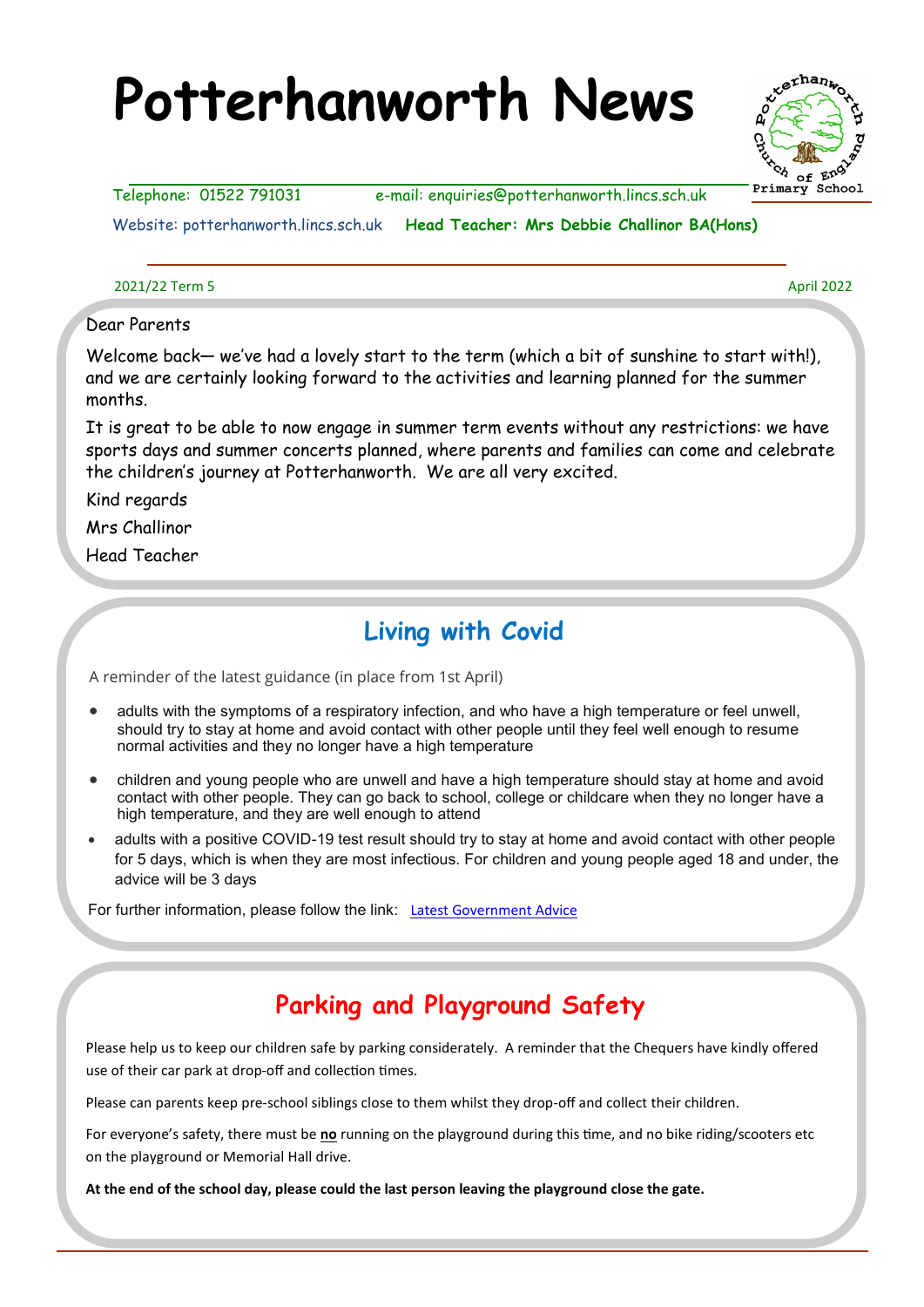# Potterhanworth News

Telephone: 01522 791031    e-mail: enquiries@potterhanworth.lincs.sch.uk

Website: potterhanworth.lincs.sch.uk    **Head Teacher: Mrs Debbie Challinor BA(Hons)**

2021/22 Term 5    April 2022

Dear Parents

Welcome back— we've had a lovely start to the term (which a bit of sunshine to start with!), and we are certainly looking forward to the activities and learning planned for the summer months.

It is great to be able to now engage in summer term events without any restrictions: we have sports days and summer concerts planned, where parents and families can come and celebrate the children's journey at Potterhanworth. We are all very excited.

Kind regards

Mrs Challinor

Head Teacher

## Living with Covid

A reminder of the latest guidance (in place from 1st April)

- adults with the symptoms of a respiratory infection, and who have a high temperature or feel unwell, should try to stay at home and avoid contact with other people until they feel well enough to resume normal activities and they no longer have a high temperature
- children and young people who are unwell and have a high temperature should stay at home and avoid contact with other people. They can go back to school, college or childcare when they no longer have a high temperature, and they are well enough to attend
- adults with a positive COVID-19 test result should try to stay at home and avoid contact with other people for 5 days, which is when they are most infectious. For children and young people aged 18 and under, the advice will be 3 days

For further information, please follow the link: Latest Government Advice

## Parking and Playground Safety

Please help us to keep our children safe by parking considerately. A reminder that the Chequers have kindly offered use of their car park at drop-off and collection times.

Please can parents keep pre-school siblings close to them whilst they drop-off and collect their children.

For everyone's safety, there must be **no** running on the playground during this time, and no bike riding/scooters etc on the playground or Memorial Hall drive.

**At the end of the school day, please could the last person leaving the playground close the gate.**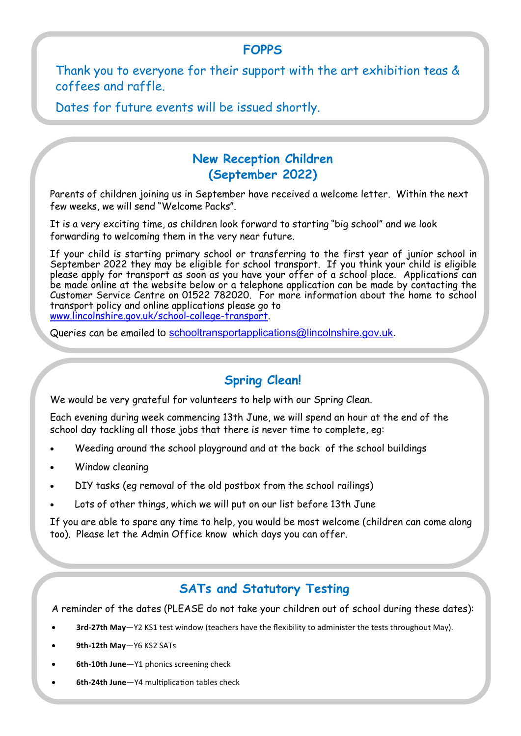## FOPPS

Thank you to everyone for their support with the art exhibition teas & coffees and raffle.

Dates for future events will be issued shortly.

## New Reception Children (September 2022)

Parents of children joining us in September have received a welcome letter. Within the next few weeks, we will send "Welcome Packs".

It is a very exciting time, as children look forward to starting "big school" and we look forwarding to welcoming them in the very near future.

If your child is starting primary school or transferring to the first year of junior school in September 2022 they may be eligible for school transport. If you think your child is eligible please apply for transport as soon as you have your offer of a school place. Applications can be made online at the website below or a telephone application can be made by contacting the Customer Service Centre on 01522 782020. For more information about the home to school transport policy and online applications please go to www.lincolnshire.gov.uk/school-college-transport.

Queries can be emailed to schooltransportapplications@lincolnshire.gov.uk.

## Spring Clean!

We would be very grateful for volunteers to help with our Spring Clean.

Each evening during week commencing 13th June, we will spend an hour at the end of the school day tackling all those jobs that there is never time to complete, eg:

- Weeding around the school playground and at the back of the school buildings
- Window cleaning
- DIY tasks (eg removal of the old postbox from the school railings)
- Lots of other things, which we will put on our list before 13th June

If you are able to spare any time to help, you would be most welcome (children can come along too). Please let the Admin Office know which days you can offer.

## SATs and Statutory Testing

A reminder of the dates (PLEASE do not take your children out of school during these dates):

- **3rd-27th May**—Y2 KS1 test window (teachers have the flexibility to administer the tests throughout May).
- **9th-12th May**—Y6 KS2 SATs
- **6th-10th June**—Y1 phonics screening check
- **6th-24th June**—Y4 multiplication tables check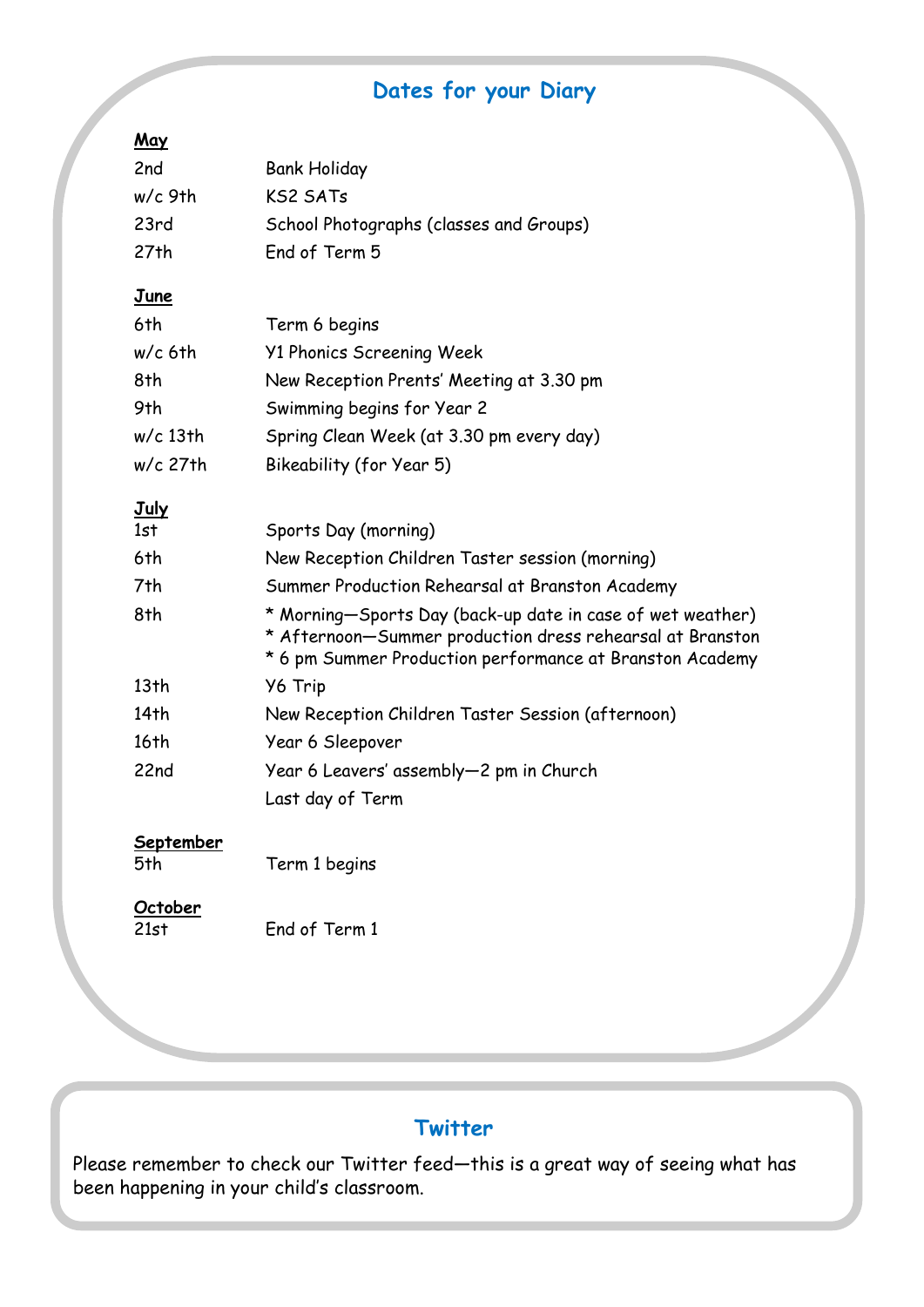## Dates for your Diary

**May**

| | |
|---|---|
| 2nd | Bank Holiday |
| w/c 9th | KS2 SATs |
| 23rd | School Photographs (classes and Groups) |
| 27th | End of Term 5 |

**June**

| | |
|---|---|
| 6th | Term 6 begins |
| w/c 6th | Y1 Phonics Screening Week |
| 8th | New Reception Prents' Meeting at 3.30 pm |
| 9th | Swimming begins for Year 2 |
| w/c 13th | Spring Clean Week (at 3.30 pm every day) |
| w/c 27th | Bikeability (for Year 5) |

**July**

| | |
|---|---|
| 1st | Sports Day (morning) |
| 6th | New Reception Children Taster session (morning) |
| 7th | Summer Production Rehearsal at Branston Academy |
| 8th | * Morning—Sports Day (back-up date in case of wet weather)<br>* Afternoon—Summer production dress rehearsal at Branston<br>* 6 pm Summer Production performance at Branston Academy |
| 13th | Y6 Trip |
| 14th | New Reception Children Taster Session (afternoon) |
| 16th | Year 6 Sleepover |
| 22nd | Year 6 Leavers' assembly—2 pm in Church<br>Last day of Term |

**September**

| | |
|---|---|
| 5th | Term 1 begins |

**October**

| | |
|---|---|
| 21st | End of Term 1 |

## Twitter

Please remember to check our Twitter feed—this is a great way of seeing what has been happening in your child's classroom.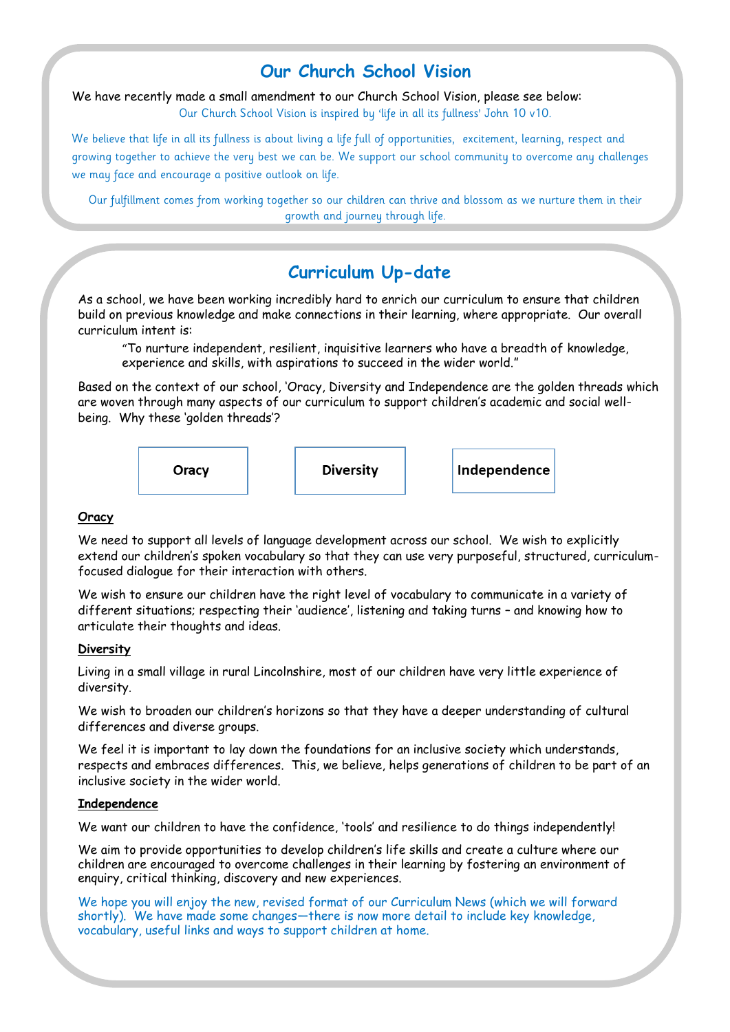## Our Church School Vision

We have recently made a small amendment to our Church School Vision, please see below:

Our Church School Vision is inspired by 'life in all its fullness' John 10 v10.

We believe that life in all its fullness is about living a life full of opportunities, excitement, learning, respect and growing together to achieve the very best we can be. We support our school community to overcome any challenges we may face and encourage a positive outlook on life.

Our fulfillment comes from working together so our children can thrive and blossom as we nurture them in their growth and journey through life.

## Curriculum Up-date

As a school, we have been working incredibly hard to enrich our curriculum to ensure that children build on previous knowledge and make connections in their learning, where appropriate. Our overall curriculum intent is:

> "To nurture independent, resilient, inquisitive learners who have a breadth of knowledge, experience and skills, with aspirations to succeed in the wider world."

Based on the context of our school, 'Oracy, Diversity and Independence are the golden threads which are woven through many aspects of our curriculum to support children's academic and social well-being. Why these 'golden threads'?

**Oracy** | **Diversity** | **Independence**

**Oracy**

We need to support all levels of language development across our school. We wish to explicitly extend our children's spoken vocabulary so that they can use very purposeful, structured, curriculum-focused dialogue for their interaction with others.

We wish to ensure our children have the right level of vocabulary to communicate in a variety of different situations; respecting their 'audience', listening and taking turns – and knowing how to articulate their thoughts and ideas.

**Diversity**

Living in a small village in rural Lincolnshire, most of our children have very little experience of diversity.

We wish to broaden our children's horizons so that they have a deeper understanding of cultural differences and diverse groups.

We feel it is important to lay down the foundations for an inclusive society which understands, respects and embraces differences. This, we believe, helps generations of children to be part of an inclusive society in the wider world.

**Independence**

We want our children to have the confidence, 'tools' and resilience to do things independently!

We aim to provide opportunities to develop children's life skills and create a culture where our children are encouraged to overcome challenges in their learning by fostering an environment of enquiry, critical thinking, discovery and new experiences.

We hope you will enjoy the new, revised format of our Curriculum News (which we will forward shortly). We have made some changes—there is now more detail to include key knowledge, vocabulary, useful links and ways to support children at home.